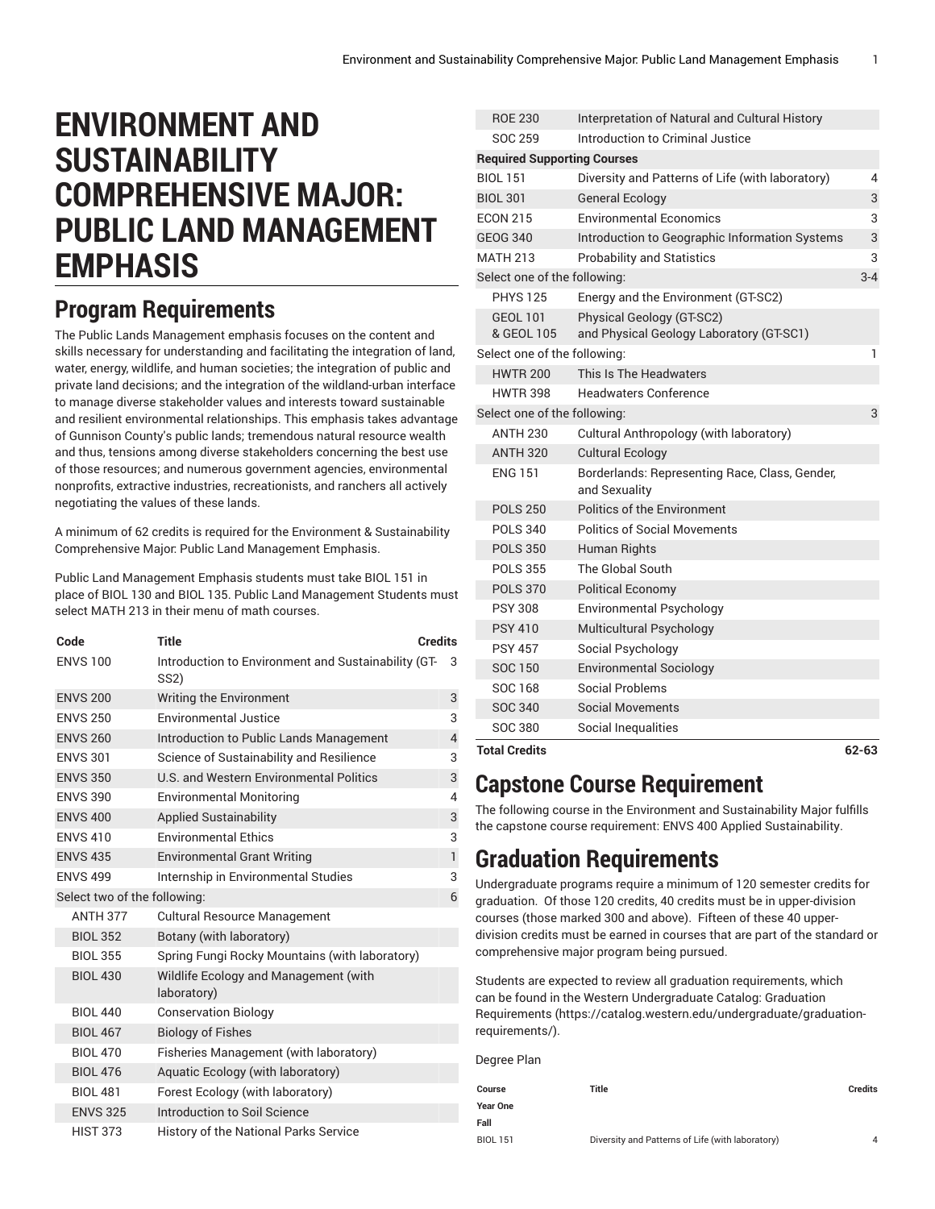# ENVIRONMENT AND SUSTAINABILITY COMPREHENSIVE MAJOR: PUBLIC LAND MANAGEMENT EMPHASIS

## Program Requirements

The Public Lands Management emphasis focuses on the content and skills necessary for understanding and facilitating the integration of land, water, energy, wildlife, and human societies; the integration of public and private land decisions; and the integration of the wildland-urban interface to manage diverse stakeholder values and interests toward sustainable and resilient environmental relationships. This emphasis takes advantage of Gunnison County's public lands; tremendous natural resource wealth and thus, tensions among diverse stakeholders concerning the best use of those resources; and numerous government agencies, environmental nonprofits, extractive industries, recreationists, and ranchers all actively negotiating the values of these lands.

A minimum of 62 credits is required for the Environment & Sustainability Comprehensive Major: Public Land Management Emphasis.

Public Land Management Emphasis students must take BIOL 151 in place of BIOL 130 and BIOL 135. Public Land Management Students must select MATH 213 in their menu of math courses.

| Code | Title | Credits |
|---|---|---|
| ENVS 100 | Introduction to Environment and Sustainability (GT-SS2) | 3 |
| ENVS 200 | Writing the Environment | 3 |
| ENVS 250 | Environmental Justice | 3 |
| ENVS 260 | Introduction to Public Lands Management | 4 |
| ENVS 301 | Science of Sustainability and Resilience | 3 |
| ENVS 350 | U.S. and Western Environmental Politics | 3 |
| ENVS 390 | Environmental Monitoring | 4 |
| ENVS 400 | Applied Sustainability | 3 |
| ENVS 410 | Environmental Ethics | 3 |
| ENVS 435 | Environmental Grant Writing | 1 |
| ENVS 499 | Internship in Environmental Studies | 3 |
| Select two of the following: | | 6 |
| ANTH 377 | Cultural Resource Management | |
| BIOL 352 | Botany (with laboratory) | |
| BIOL 355 | Spring Fungi Rocky Mountains (with laboratory) | |
| BIOL 430 | Wildlife Ecology and Management (with laboratory) | |
| BIOL 440 | Conservation Biology | |
| BIOL 467 | Biology of Fishes | |
| BIOL 470 | Fisheries Management (with laboratory) | |
| BIOL 476 | Aquatic Ecology (with laboratory) | |
| BIOL 481 | Forest Ecology (with laboratory) | |
| ENVS 325 | Introduction to Soil Science | |
| HIST 373 | History of the National Parks Service | |
| ROE 230 | Interpretation of Natural and Cultural History | |
| SOC 259 | Introduction to Criminal Justice | |
| **Required Supporting Courses** | | |
| BIOL 151 | Diversity and Patterns of Life (with laboratory) | 4 |
| BIOL 301 | General Ecology | 3 |
| ECON 215 | Environmental Economics | 3 |
| GEOG 340 | Introduction to Geographic Information Systems | 3 |
| MATH 213 | Probability and Statistics | 3 |
| Select one of the following: | | 3-4 |
| PHYS 125 | Energy and the Environment (GT-SC2) | |
| GEOL 101 & GEOL 105 | Physical Geology (GT-SC2) and Physical Geology Laboratory (GT-SC1) | |
| Select one of the following: | | 1 |
| HWTR 200 | This Is The Headwaters | |
| HWTR 398 | Headwaters Conference | |
| Select one of the following: | | 3 |
| ANTH 230 | Cultural Anthropology (with laboratory) | |
| ANTH 320 | Cultural Ecology | |
| ENG 151 | Borderlands: Representing Race, Class, Gender, and Sexuality | |
| POLS 250 | Politics of the Environment | |
| POLS 340 | Politics of Social Movements | |
| POLS 350 | Human Rights | |
| POLS 355 | The Global South | |
| POLS 370 | Political Economy | |
| PSY 308 | Environmental Psychology | |
| PSY 410 | Multicultural Psychology | |
| PSY 457 | Social Psychology | |
| SOC 150 | Environmental Sociology | |
| SOC 168 | Social Problems | |
| SOC 340 | Social Movements | |
| SOC 380 | Social Inequalities | |
| **Total Credits** | | **62-63** |

## Capstone Course Requirement

The following course in the Environment and Sustainability Major fulfills the capstone course requirement: ENVS 400 Applied Sustainability.

## Graduation Requirements

Undergraduate programs require a minimum of 120 semester credits for graduation. Of those 120 credits, 40 credits must be in upper-division courses (those marked 300 and above). Fifteen of these 40 upper-division credits must be earned in courses that are part of the standard or comprehensive major program being pursued.

Students are expected to review all graduation requirements, which can be found in the Western Undergraduate Catalog: Graduation Requirements (https://catalog.western.edu/undergraduate/graduation-requirements/).

Degree Plan

| Course | Title | Credits |
|---|---|---|
| **Year One** | | |
| **Fall** | | |
| BIOL 151 | Diversity and Patterns of Life (with laboratory) | 4 |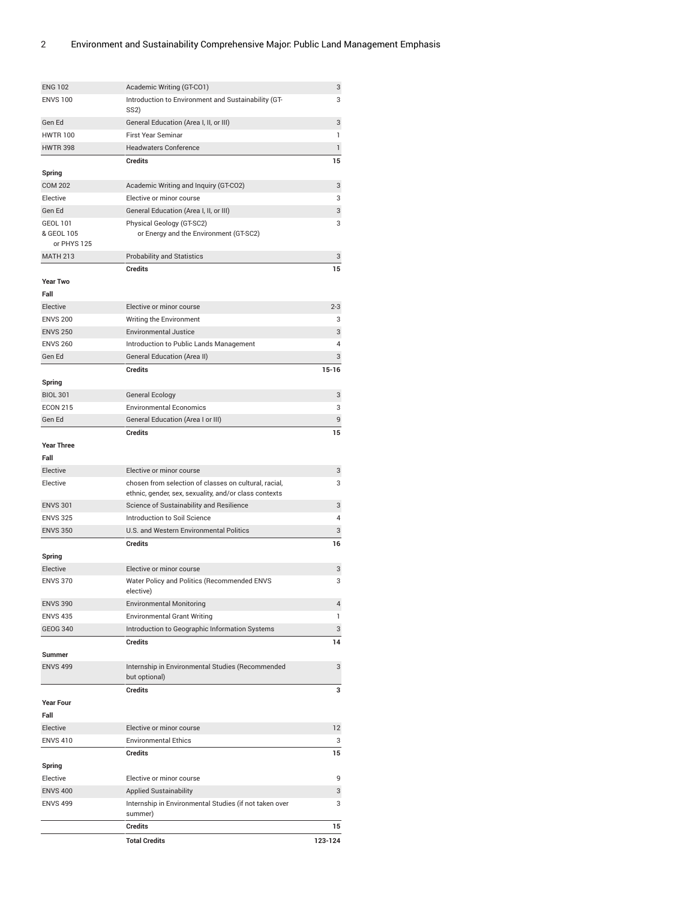| | | |
|---|---|---|
| ENG 102 | Academic Writing (GT-CO1) | 3 |
| ENVS 100 | Introduction to Environment and Sustainability (GT-SS2) | 3 |
| Gen Ed | General Education (Area I, II, or III) | 3 |
| HWTR 100 | First Year Seminar | 1 |
| HWTR 398 | Headwaters Conference | 1 |
| | **Credits** | **15** |
| **Spring** | | |
| COM 202 | Academic Writing and Inquiry (GT-CO2) | 3 |
| Elective | Elective or minor course | 3 |
| Gen Ed | General Education (Area I, II, or III) | 3 |
| GEOL 101 & GEOL 105 or PHYS 125 | Physical Geology (GT-SC2) or Energy and the Environment (GT-SC2) | 3 |
| MATH 213 | Probability and Statistics | 3 |
| | **Credits** | **15** |
| **Year Two** | | |
| **Fall** | | |
| Elective | Elective or minor course | 2-3 |
| ENVS 200 | Writing the Environment | 3 |
| ENVS 250 | Environmental Justice | 3 |
| ENVS 260 | Introduction to Public Lands Management | 4 |
| Gen Ed | General Education (Area II) | 3 |
| | **Credits** | **15-16** |
| **Spring** | | |
| BIOL 301 | General Ecology | 3 |
| ECON 215 | Environmental Economics | 3 |
| Gen Ed | General Education (Area I or III) | 9 |
| | **Credits** | **15** |
| **Year Three** | | |
| **Fall** | | |
| Elective | Elective or minor course | 3 |
| Elective | chosen from selection of classes on cultural, racial, ethnic, gender, sex, sexuality, and/or class contexts | 3 |
| ENVS 301 | Science of Sustainability and Resilience | 3 |
| ENVS 325 | Introduction to Soil Science | 4 |
| ENVS 350 | U.S. and Western Environmental Politics | 3 |
| | **Credits** | **16** |
| **Spring** | | |
| Elective | Elective or minor course | 3 |
| ENVS 370 | Water Policy and Politics (Recommended ENVS elective) | 3 |
| ENVS 390 | Environmental Monitoring | 4 |
| ENVS 435 | Environmental Grant Writing | 1 |
| GEOG 340 | Introduction to Geographic Information Systems | 3 |
| | **Credits** | **14** |
| **Summer** | | |
| ENVS 499 | Internship in Environmental Studies (Recommended but optional) | 3 |
| | **Credits** | **3** |
| **Year Four** | | |
| **Fall** | | |
| Elective | Elective or minor course | 12 |
| ENVS 410 | Environmental Ethics | 3 |
| | **Credits** | **15** |
| **Spring** | | |
| Elective | Elective or minor course | 9 |
| ENVS 400 | Applied Sustainability | 3 |
| ENVS 499 | Internship in Environmental Studies (if not taken over summer) | 3 |
| | **Credits** | **15** |
| | **Total Credits** | **123-124** |